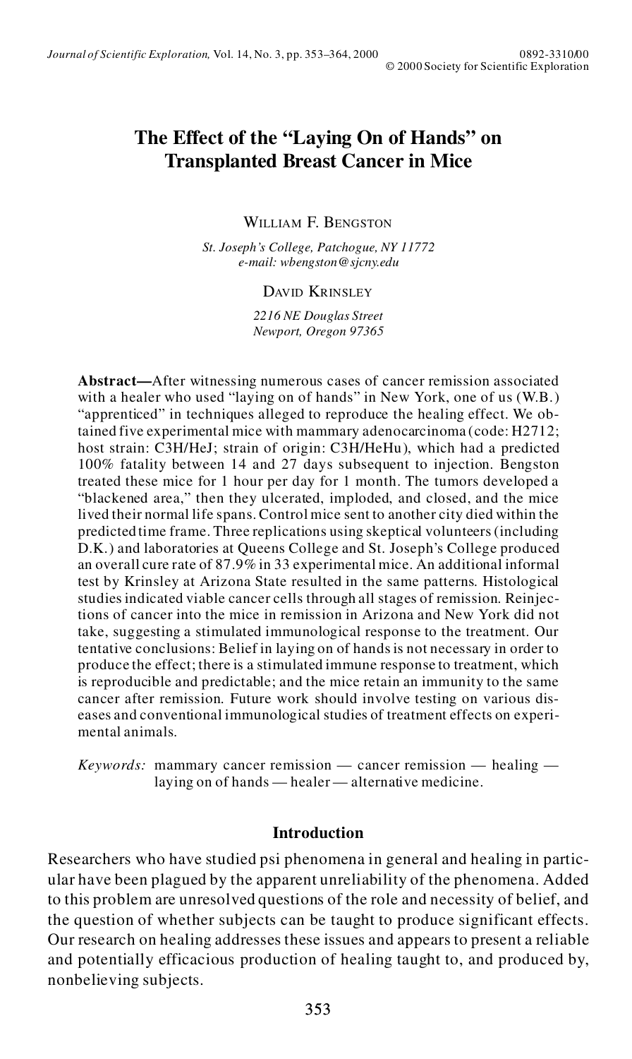# The Effect of the "Laying On of Hands" on Transplanted Breast Cancer in Mice

WILLIAM F. BENGSTON

*St. Joseph's College, Patchogue, NY 11772*
*e-mail: wbengston@sjcny.edu*

DAVID KRINSLEY

*2216 NE Douglas Street*
*Newport, Oregon 97365*

**Abstract—**After witnessing numerous cases of cancer remission associated with a healer who used "laying on of hands" in New York, one of us (W.B.) "apprenticed" in techniques alleged to reproduce the healing effect. We obtained five experimental mice with mammary adenocarcinoma (code: H2712; host strain: C3H/HeJ; strain of origin: C3H/HeHu), which had a predicted 100% fatality between 14 and 27 days subsequent to injection. Bengston treated these mice for 1 hour per day for 1 month. The tumors developed a "blackened area," then they ulcerated, imploded, and closed, and the mice lived their normal life spans. Control mice sent to another city died within the predicted time frame. Three replications using skeptical volunteers (including D.K.) and laboratories at Queens College and St. Joseph's College produced an overall cure rate of 87.9% in 33 experimental mice. An additional informal test by Krinsley at Arizona State resulted in the same patterns. Histological studies indicated viable cancer cells through all stages of remission. Reinjections of cancer into the mice in remission in Arizona and New York did not take, suggesting a stimulated immunological response to the treatment. Our tentative conclusions: Belief in laying on of hands is not necessary in order to produce the effect; there is a stimulated immune response to treatment, which is reproducible and predictable; and the mice retain an immunity to the same cancer after remission. Future work should involve testing on various diseases and conventional immunological studies of treatment effects on experimental animals.

*Keywords:* mammary cancer remission — cancer remission — healing — laying on of hands — healer — alternative medicine.

## Introduction

Researchers who have studied psi phenomena in general and healing in particular have been plagued by the apparent unreliability of the phenomena. Added to this problem are unresolved questions of the role and necessity of belief, and the question of whether subjects can be taught to produce significant effects. Our research on healing addresses these issues and appears to present a reliable and potentially efficacious production of healing taught to, and produced by, nonbelieving subjects.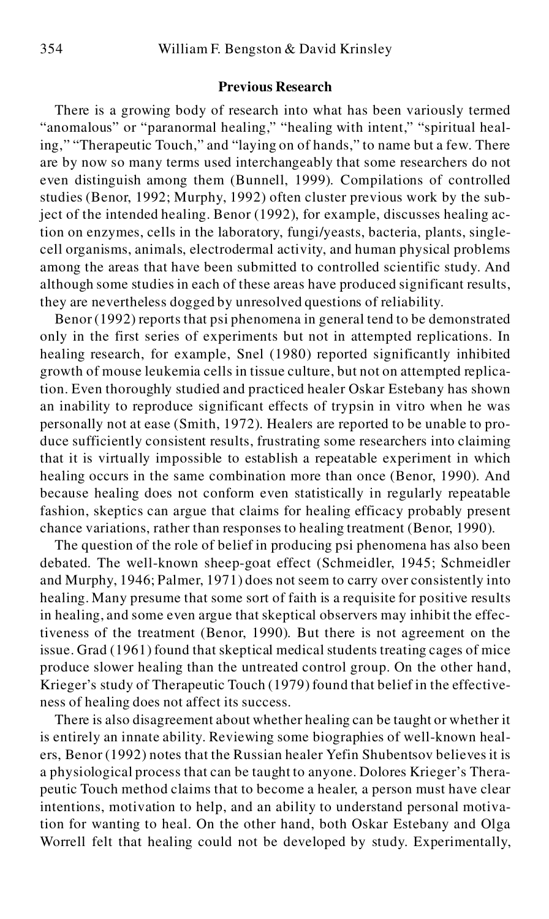## Previous Research

There is a growing body of research into what has been variously termed "anomalous" or "paranormal healing," "healing with intent," "spiritual healing," "Therapeutic Touch," and "laying on of hands," to name but a few. There are by now so many terms used interchangeably that some researchers do not even distinguish among them (Bunnell, 1999). Compilations of controlled studies (Benor, 1992; Murphy, 1992) often cluster previous work by the subject of the intended healing. Benor (1992), for example, discusses healing action on enzymes, cells in the laboratory, fungi/yeasts, bacteria, plants, single-cell organisms, animals, electrodermal activity, and human physical problems among the areas that have been submitted to controlled scientific study. And although some studies in each of these areas have produced significant results, they are nevertheless dogged by unresolved questions of reliability.

Benor (1992) reports that psi phenomena in general tend to be demonstrated only in the first series of experiments but not in attempted replications. In healing research, for example, Snel (1980) reported significantly inhibited growth of mouse leukemia cells in tissue culture, but not on attempted replication. Even thoroughly studied and practiced healer Oskar Estebany has shown an inability to reproduce significant effects of trypsin in vitro when he was personally not at ease (Smith, 1972). Healers are reported to be unable to produce sufficiently consistent results, frustrating some researchers into claiming that it is virtually impossible to establish a repeatable experiment in which healing occurs in the same combination more than once (Benor, 1990). And because healing does not conform even statistically in regularly repeatable fashion, skeptics can argue that claims for healing efficacy probably present chance variations, rather than responses to healing treatment (Benor, 1990).

The question of the role of belief in producing psi phenomena has also been debated. The well-known sheep-goat effect (Schmeidler, 1945; Schmeidler and Murphy, 1946; Palmer, 1971) does not seem to carry over consistently into healing. Many presume that some sort of faith is a requisite for positive results in healing, and some even argue that skeptical observers may inhibit the effectiveness of the treatment (Benor, 1990). But there is not agreement on the issue. Grad (1961) found that skeptical medical students treating cages of mice produce slower healing than the untreated control group. On the other hand, Krieger's study of Therapeutic Touch (1979) found that belief in the effectiveness of healing does not affect its success.

There is also disagreement about whether healing can be taught or whether it is entirely an innate ability. Reviewing some biographies of well-known healers, Benor (1992) notes that the Russian healer Yefin Shubentsov believes it is a physiological process that can be taught to anyone. Dolores Krieger's Therapeutic Touch method claims that to become a healer, a person must have clear intentions, motivation to help, and an ability to understand personal motivation for wanting to heal. On the other hand, both Oskar Estebany and Olga Worrell felt that healing could not be developed by study. Experimentally,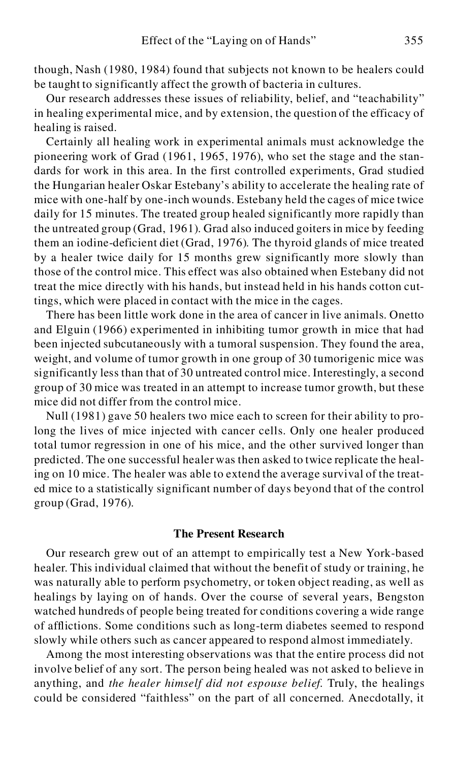though, Nash (1980, 1984) found that subjects not known to be healers could be taught to significantly affect the growth of bacteria in cultures.

Our research addresses these issues of reliability, belief, and "teachability" in healing experimental mice, and by extension, the question of the efficacy of healing is raised.

Certainly all healing work in experimental animals must acknowledge the pioneering work of Grad (1961, 1965, 1976), who set the stage and the standards for work in this area. In the first controlled experiments, Grad studied the Hungarian healer Oskar Estebany's ability to accelerate the healing rate of mice with one-half by one-inch wounds. Estebany held the cages of mice twice daily for 15 minutes. The treated group healed significantly more rapidly than the untreated group (Grad, 1961). Grad also induced goiters in mice by feeding them an iodine-deficient diet (Grad, 1976). The thyroid glands of mice treated by a healer twice daily for 15 months grew significantly more slowly than those of the control mice. This effect was also obtained when Estebany did not treat the mice directly with his hands, but instead held in his hands cotton cuttings, which were placed in contact with the mice in the cages.

There has been little work done in the area of cancer in live animals. Onetto and Elguin (1966) experimented in inhibiting tumor growth in mice that had been injected subcutaneously with a tumoral suspension. They found the area, weight, and volume of tumor growth in one group of 30 tumorigenic mice was significantly less than that of 30 untreated control mice. Interestingly, a second group of 30 mice was treated in an attempt to increase tumor growth, but these mice did not differ from the control mice.

Null (1981) gave 50 healers two mice each to screen for their ability to prolong the lives of mice injected with cancer cells. Only one healer produced total tumor regression in one of his mice, and the other survived longer than predicted. The one successful healer was then asked to twice replicate the healing on 10 mice. The healer was able to extend the average survival of the treated mice to a statistically significant number of days beyond that of the control group (Grad, 1976).

## The Present Research

Our research grew out of an attempt to empirically test a New York-based healer. This individual claimed that without the benefit of study or training, he was naturally able to perform psychometry, or token object reading, as well as healings by laying on of hands. Over the course of several years, Bengston watched hundreds of people being treated for conditions covering a wide range of afflictions. Some conditions such as long-term diabetes seemed to respond slowly while others such as cancer appeared to respond almost immediately.

Among the most interesting observations was that the entire process did not involve belief of any sort. The person being healed was not asked to believe in anything, and *the healer himself did not espouse belief*. Truly, the healings could be considered "faithless" on the part of all concerned. Anecdotally, it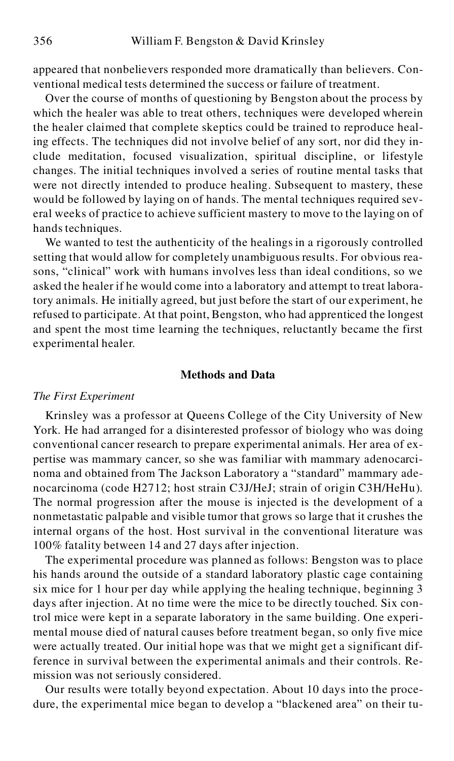appeared that nonbelievers responded more dramatically than believers. Conventional medical tests determined the success or failure of treatment.

Over the course of months of questioning by Bengston about the process by which the healer was able to treat others, techniques were developed wherein the healer claimed that complete skeptics could be trained to reproduce healing effects. The techniques did not involve belief of any sort, nor did they include meditation, focused visualization, spiritual discipline, or lifestyle changes. The initial techniques involved a series of routine mental tasks that were not directly intended to produce healing. Subsequent to mastery, these would be followed by laying on of hands. The mental techniques required several weeks of practice to achieve sufficient mastery to move to the laying on of hands techniques.

We wanted to test the authenticity of the healings in a rigorously controlled setting that would allow for completely unambiguous results. For obvious reasons, "clinical" work with humans involves less than ideal conditions, so we asked the healer if he would come into a laboratory and attempt to treat laboratory animals. He initially agreed, but just before the start of our experiment, he refused to participate. At that point, Bengston, who had apprenticed the longest and spent the most time learning the techniques, reluctantly became the first experimental healer.

## Methods and Data

### *The First Experiment*

Krinsley was a professor at Queens College of the City University of New York. He had arranged for a disinterested professor of biology who was doing conventional cancer research to prepare experimental animals. Her area of expertise was mammary cancer, so she was familiar with mammary adenocarcinoma and obtained from The Jackson Laboratory a "standard" mammary adenocarcinoma (code H2712; host strain C3J/HeJ; strain of origin C3H/HeHu). The normal progression after the mouse is injected is the development of a nonmetastatic palpable and visible tumor that grows so large that it crushes the internal organs of the host. Host survival in the conventional literature was 100% fatality between 14 and 27 days after injection.

The experimental procedure was planned as follows: Bengston was to place his hands around the outside of a standard laboratory plastic cage containing six mice for 1 hour per day while applying the healing technique, beginning 3 days after injection. At no time were the mice to be directly touched. Six control mice were kept in a separate laboratory in the same building. One experimental mouse died of natural causes before treatment began, so only five mice were actually treated. Our initial hope was that we might get a significant difference in survival between the experimental animals and their controls. Remission was not seriously considered.

Our results were totally beyond expectation. About 10 days into the procedure, the experimental mice began to develop a "blackened area" on their tu-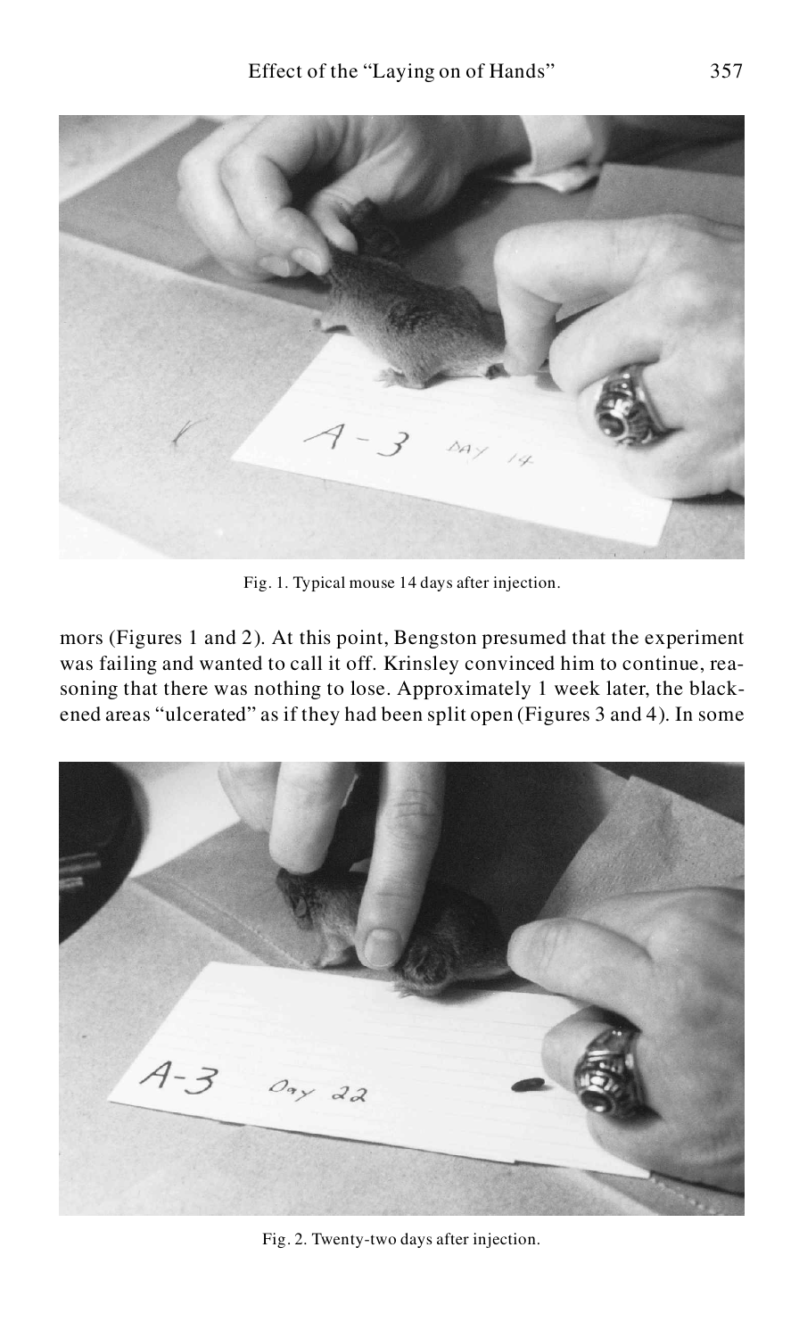Fig. 1. Typical mouse 14 days after injection.

mors (Figures 1 and 2). At this point, Bengston presumed that the experiment was failing and wanted to call it off. Krinsley convinced him to continue, reasoning that there was nothing to lose. Approximately 1 week later, the blackened areas "ulcerated" as if they had been split open (Figures 3 and 4). In some

Fig. 2. Twenty-two days after injection.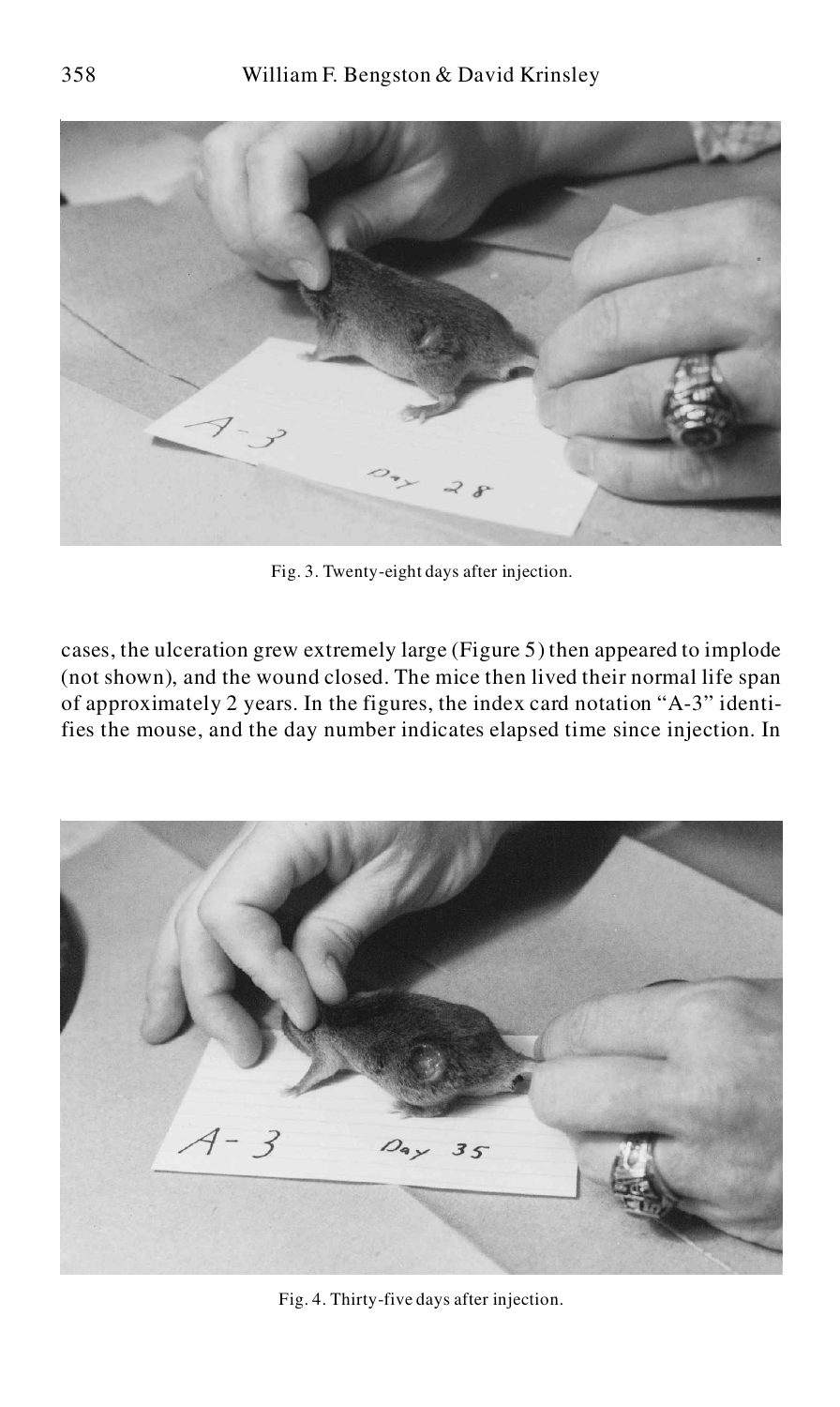Fig. 3. Twenty-eight days after injection.

cases, the ulceration grew extremely large (Figure 5) then appeared to implode (not shown), and the wound closed. The mice then lived their normal life span of approximately 2 years. In the figures, the index card notation "A-3" identifies the mouse, and the day number indicates elapsed time since injection. In

Fig. 4. Thirty-five days after injection.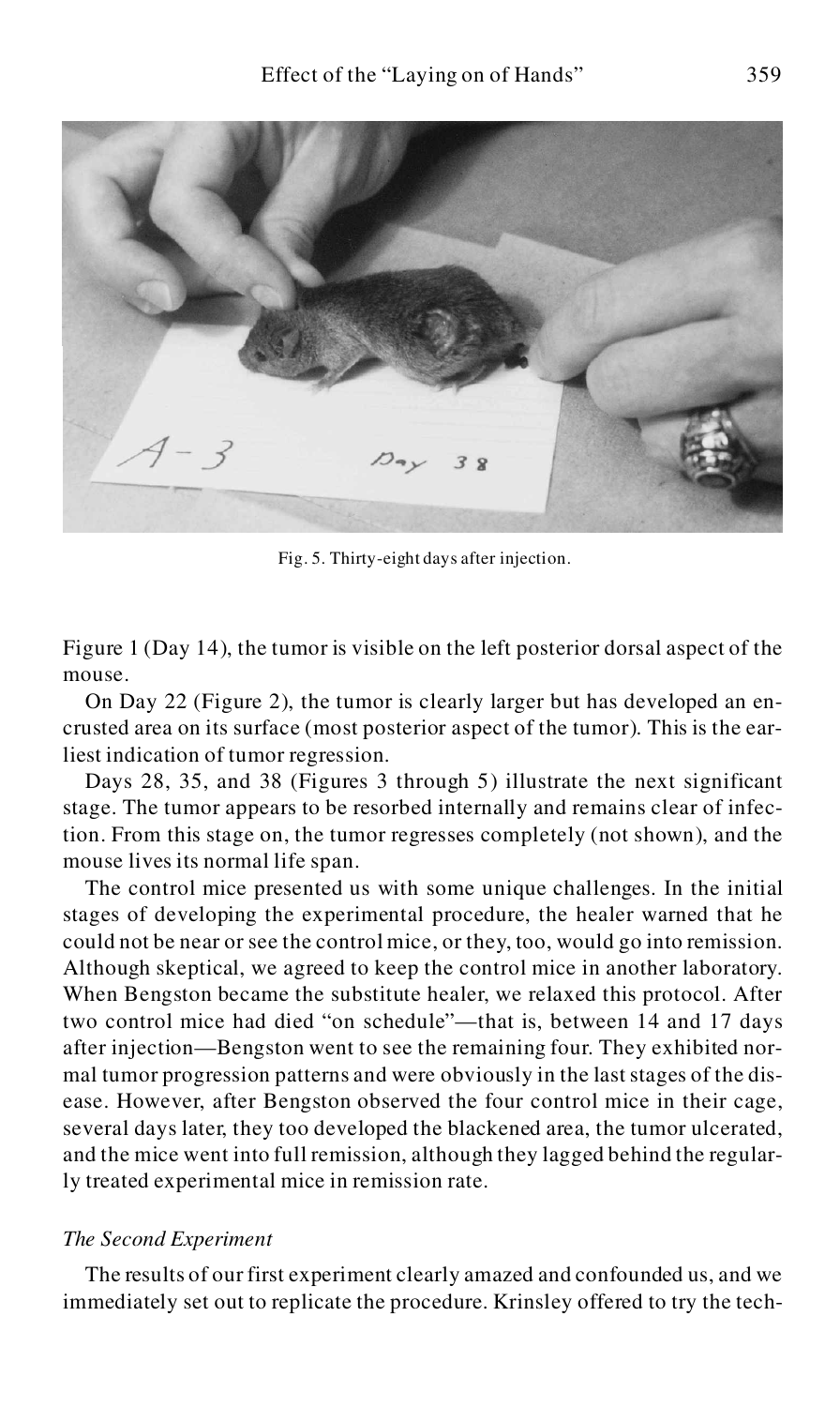Fig. 5. Thirty-eight days after injection.

Figure 1 (Day 14), the tumor is visible on the left posterior dorsal aspect of the mouse.

On Day 22 (Figure 2), the tumor is clearly larger but has developed an encrusted area on its surface (most posterior aspect of the tumor). This is the earliest indication of tumor regression.

Days 28, 35, and 38 (Figures 3 through 5) illustrate the next significant stage. The tumor appears to be resorbed internally and remains clear of infection. From this stage on, the tumor regresses completely (not shown), and the mouse lives its normal life span.

The control mice presented us with some unique challenges. In the initial stages of developing the experimental procedure, the healer warned that he could not be near or see the control mice, or they, too, would go into remission. Although skeptical, we agreed to keep the control mice in another laboratory. When Bengston became the substitute healer, we relaxed this protocol. After two control mice had died "on schedule"—that is, between 14 and 17 days after injection—Bengston went to see the remaining four. They exhibited normal tumor progression patterns and were obviously in the last stages of the disease. However, after Bengston observed the four control mice in their cage, several days later, they too developed the blackened area, the tumor ulcerated, and the mice went into full remission, although they lagged behind the regularly treated experimental mice in remission rate.

*The Second Experiment*

The results of our first experiment clearly amazed and confounded us, and we immediately set out to replicate the procedure. Krinsley offered to try the tech-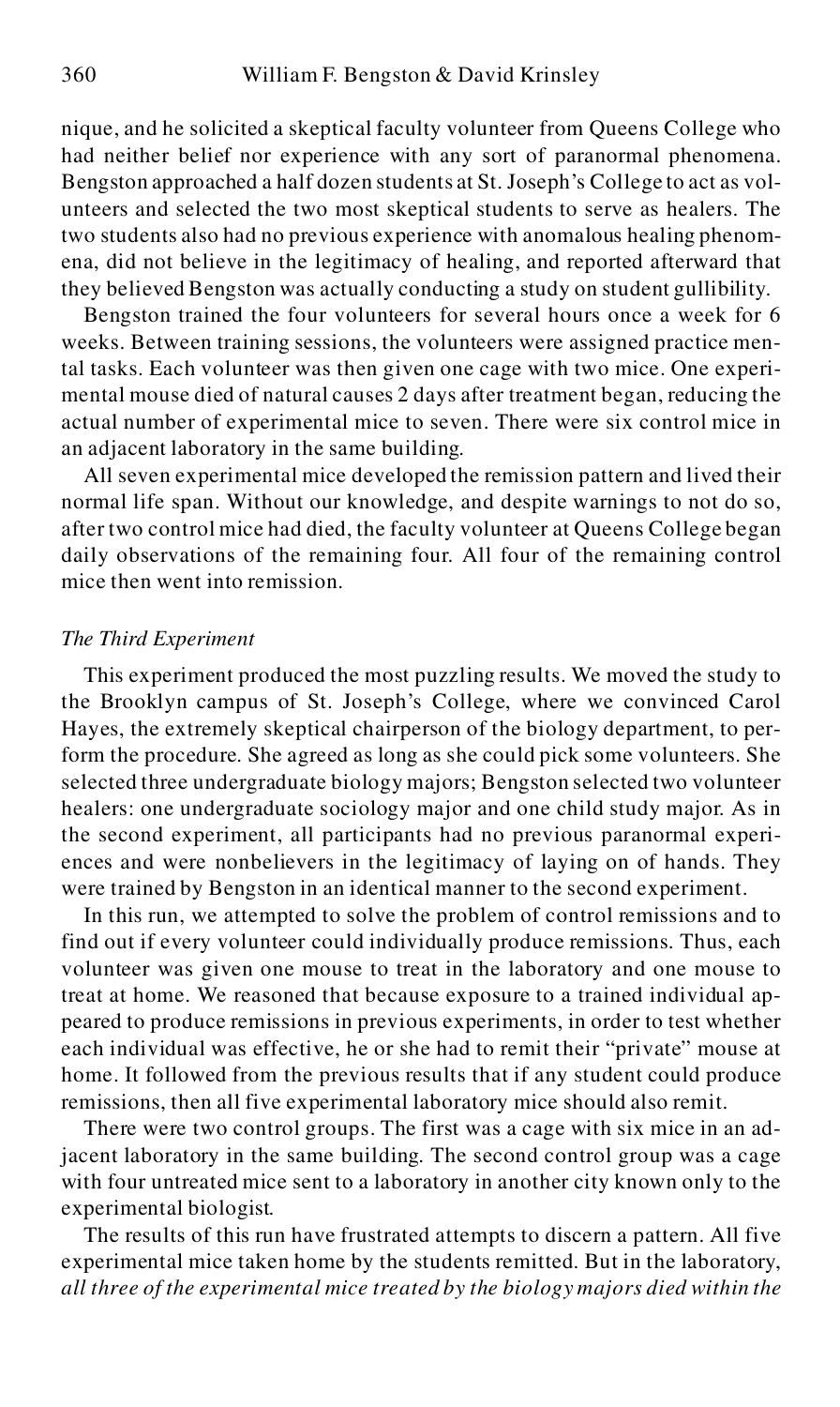nique, and he solicited a skeptical faculty volunteer from Queens College who had neither belief nor experience with any sort of paranormal phenomena. Bengston approached a half dozen students at St. Joseph's College to act as volunteers and selected the two most skeptical students to serve as healers. The two students also had no previous experience with anomalous healing phenomena, did not believe in the legitimacy of healing, and reported afterward that they believed Bengston was actually conducting a study on student gullibility.

Bengston trained the four volunteers for several hours once a week for 6 weeks. Between training sessions, the volunteers were assigned practice mental tasks. Each volunteer was then given one cage with two mice. One experimental mouse died of natural causes 2 days after treatment began, reducing the actual number of experimental mice to seven. There were six control mice in an adjacent laboratory in the same building.

All seven experimental mice developed the remission pattern and lived their normal life span. Without our knowledge, and despite warnings to not do so, after two control mice had died, the faculty volunteer at Queens College began daily observations of the remaining four. All four of the remaining control mice then went into remission.

### *The Third Experiment*

This experiment produced the most puzzling results. We moved the study to the Brooklyn campus of St. Joseph's College, where we convinced Carol Hayes, the extremely skeptical chairperson of the biology department, to perform the procedure. She agreed as long as she could pick some volunteers. She selected three undergraduate biology majors; Bengston selected two volunteer healers: one undergraduate sociology major and one child study major. As in the second experiment, all participants had no previous paranormal experiences and were nonbelievers in the legitimacy of laying on of hands. They were trained by Bengston in an identical manner to the second experiment.

In this run, we attempted to solve the problem of control remissions and to find out if every volunteer could individually produce remissions. Thus, each volunteer was given one mouse to treat in the laboratory and one mouse to treat at home. We reasoned that because exposure to a trained individual appeared to produce remissions in previous experiments, in order to test whether each individual was effective, he or she had to remit their "private" mouse at home. It followed from the previous results that if any student could produce remissions, then all five experimental laboratory mice should also remit.

There were two control groups. The first was a cage with six mice in an adjacent laboratory in the same building. The second control group was a cage with four untreated mice sent to a laboratory in another city known only to the experimental biologist.

The results of this run have frustrated attempts to discern a pattern. All five experimental mice taken home by the students remitted. But in the laboratory, *all three of the experimental mice treated by the biology majors died within the*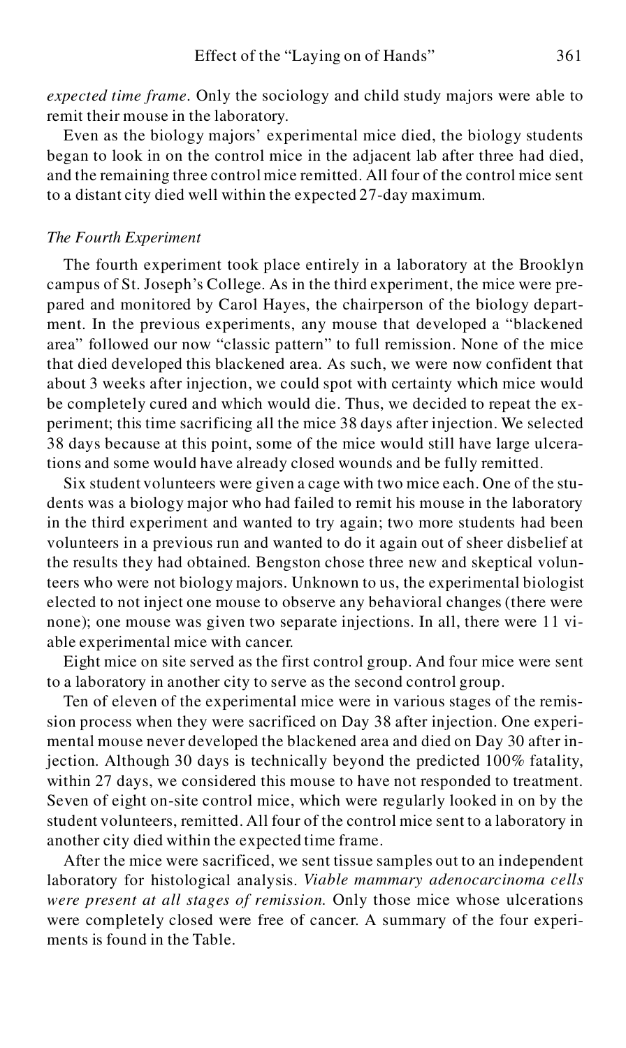*expected time frame*. Only the sociology and child study majors were able to remit their mouse in the laboratory.

Even as the biology majors' experimental mice died, the biology students began to look in on the control mice in the adjacent lab after three had died, and the remaining three control mice remitted. All four of the control mice sent to a distant city died well within the expected 27-day maximum.

### *The Fourth Experiment*

The fourth experiment took place entirely in a laboratory at the Brooklyn campus of St. Joseph's College. As in the third experiment, the mice were prepared and monitored by Carol Hayes, the chairperson of the biology department. In the previous experiments, any mouse that developed a "blackened area" followed our now "classic pattern" to full remission. None of the mice that died developed this blackened area. As such, we were now confident that about 3 weeks after injection, we could spot with certainty which mice would be completely cured and which would die. Thus, we decided to repeat the experiment; this time sacrificing all the mice 38 days after injection. We selected 38 days because at this point, some of the mice would still have large ulcerations and some would have already closed wounds and be fully remitted.

Six student volunteers were given a cage with two mice each. One of the students was a biology major who had failed to remit his mouse in the laboratory in the third experiment and wanted to try again; two more students had been volunteers in a previous run and wanted to do it again out of sheer disbelief at the results they had obtained. Bengston chose three new and skeptical volunteers who were not biology majors. Unknown to us, the experimental biologist elected to not inject one mouse to observe any behavioral changes (there were none); one mouse was given two separate injections. In all, there were 11 viable experimental mice with cancer.

Eight mice on site served as the first control group. And four mice were sent to a laboratory in another city to serve as the second control group.

Ten of eleven of the experimental mice were in various stages of the remission process when they were sacrificed on Day 38 after injection. One experimental mouse never developed the blackened area and died on Day 30 after injection. Although 30 days is technically beyond the predicted 100% fatality, within 27 days, we considered this mouse to have not responded to treatment. Seven of eight on-site control mice, which were regularly looked in on by the student volunteers, remitted. All four of the control mice sent to a laboratory in another city died within the expected time frame.

After the mice were sacrificed, we sent tissue samples out to an independent laboratory for histological analysis. *Viable mammary adenocarcinoma cells were present at all stages of remission.* Only those mice whose ulcerations were completely closed were free of cancer. A summary of the four experiments is found in the Table.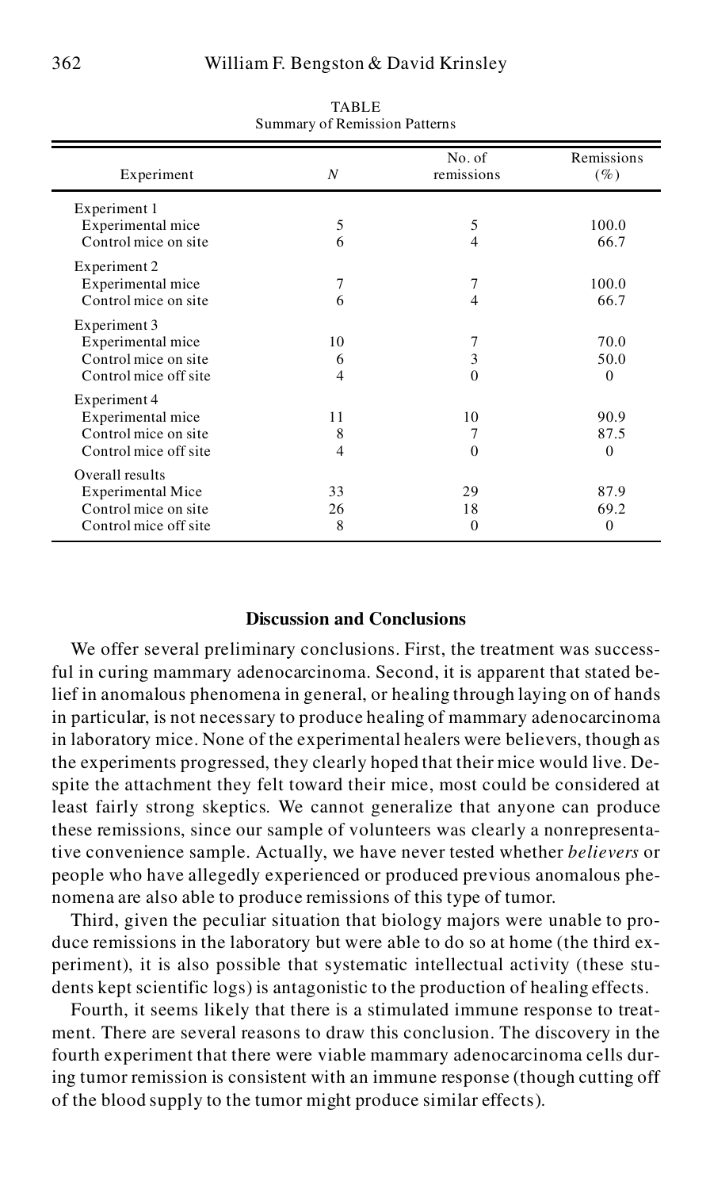TABLE
Summary of Remission Patterns

| Experiment | $N$ | No. of remissions | Remissions (%) |
|---|---|---|---|
| Experiment 1 | | | |
| Experimental mice | 5 | 5 | 100.0 |
| Control mice on site | 6 | 4 | 66.7 |
| Experiment 2 | | | |
| Experimental mice | 7 | 7 | 100.0 |
| Control mice on site | 6 | 4 | 66.7 |
| Experiment 3 | | | |
| Experimental mice | 10 | 7 | 70.0 |
| Control mice on site | 6 | 3 | 50.0 |
| Control mice off site | 4 | 0 | 0 |
| Experiment 4 | | | |
| Experimental mice | 11 | 10 | 90.9 |
| Control mice on site | 8 | 7 | 87.5 |
| Control mice off site | 4 | 0 | 0 |
| Overall results | | | |
| Experimental Mice | 33 | 29 | 87.9 |
| Control mice on site | 26 | 18 | 69.2 |
| Control mice off site | 8 | 0 | 0 |

## Discussion and Conclusions

We offer several preliminary conclusions. First, the treatment was successful in curing mammary adenocarcinoma. Second, it is apparent that stated belief in anomalous phenomena in general, or healing through laying on of hands in particular, is not necessary to produce healing of mammary adenocarcinoma in laboratory mice. None of the experimental healers were believers, though as the experiments progressed, they clearly hoped that their mice would live. Despite the attachment they felt toward their mice, most could be considered at least fairly strong skeptics. We cannot generalize that anyone can produce these remissions, since our sample of volunteers was clearly a nonrepresentative convenience sample. Actually, we have never tested whether *believers* or people who have allegedly experienced or produced previous anomalous phenomena are also able to produce remissions of this type of tumor.

Third, given the peculiar situation that biology majors were unable to produce remissions in the laboratory but were able to do so at home (the third experiment), it is also possible that systematic intellectual activity (these students kept scientific logs) is antagonistic to the production of healing effects.

Fourth, it seems likely that there is a stimulated immune response to treatment. There are several reasons to draw this conclusion. The discovery in the fourth experiment that there were viable mammary adenocarcinoma cells during tumor remission is consistent with an immune response (though cutting off of the blood supply to the tumor might produce similar effects).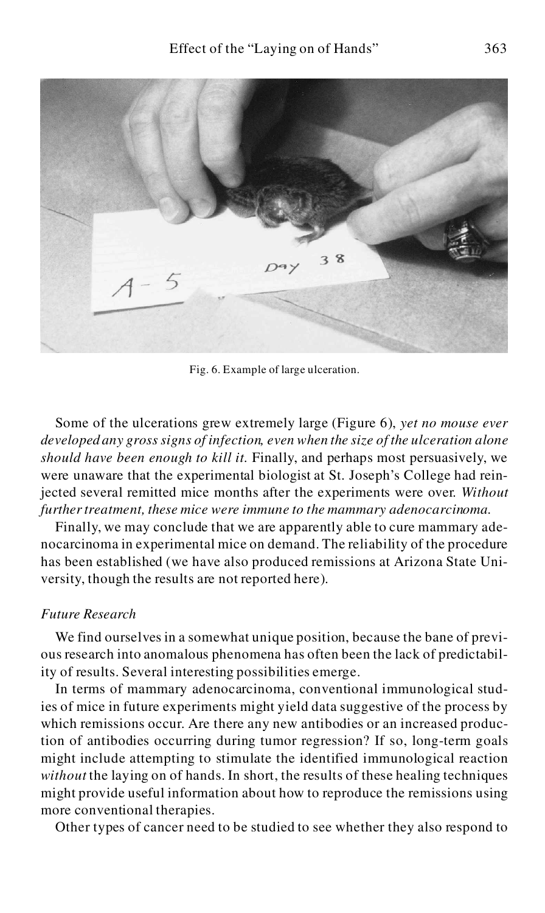Fig. 6. Example of large ulceration.

Some of the ulcerations grew extremely large (Figure 6), *yet no mouse ever developed any gross signs of infection, even when the size of the ulceration alone should have been enough to kill it.* Finally, and perhaps most persuasively, we were unaware that the experimental biologist at St. Joseph's College had reinjected several remitted mice months after the experiments were over. *Without further treatment, these mice were immune to the mammary adenocarcinoma.*

Finally, we may conclude that we are apparently able to cure mammary adenocarcinoma in experimental mice on demand. The reliability of the procedure has been established (we have also produced remissions at Arizona State University, though the results are not reported here).

*Future Research*

We find ourselves in a somewhat unique position, because the bane of previous research into anomalous phenomena has often been the lack of predictability of results. Several interesting possibilities emerge.

In terms of mammary adenocarcinoma, conventional immunological studies of mice in future experiments might yield data suggestive of the process by which remissions occur. Are there any new antibodies or an increased production of antibodies occurring during tumor regression? If so, long-term goals might include attempting to stimulate the identified immunological reaction *without* the laying on of hands. In short, the results of these healing techniques might provide useful information about how to reproduce the remissions using more conventional therapies.

Other types of cancer need to be studied to see whether they also respond to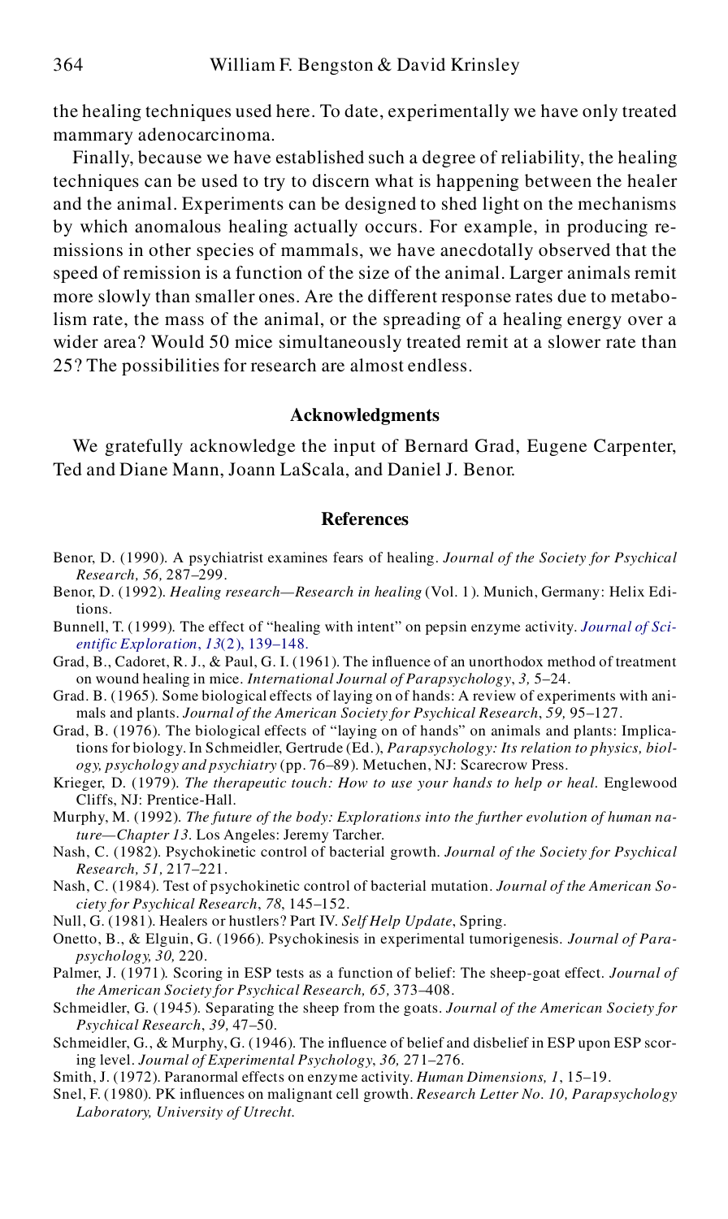the healing techniques used here. To date, experimentally we have only treated mammary adenocarcinoma.

Finally, because we have established such a degree of reliability, the healing techniques can be used to try to discern what is happening between the healer and the animal. Experiments can be designed to shed light on the mechanisms by which anomalous healing actually occurs. For example, in producing remissions in other species of mammals, we have anecdotally observed that the speed of remission is a function of the size of the animal. Larger animals remit more slowly than smaller ones. Are the different response rates due to metabolism rate, the mass of the animal, or the spreading of a healing energy over a wider area? Would 50 mice simultaneously treated remit at a slower rate than 25? The possibilities for research are almost endless.

## Acknowledgments

We gratefully acknowledge the input of Bernard Grad, Eugene Carpenter, Ted and Diane Mann, Joann LaScala, and Daniel J. Benor.

## References

Benor, D. (1990). A psychiatrist examines fears of healing. *Journal of the Society for Psychical Research, 56,* 287–299.

Benor, D. (1992). *Healing research—Research in healing* (Vol. 1). Munich, Germany: Helix Editions.

Bunnell, T. (1999). The effect of "healing with intent" on pepsin enzyme activity. *Journal of Scientific Exploration*, *13*(2), 139–148.

Grad, B., Cadoret, R. J., & Paul, G. I. (1961). The influence of an unorthodox method of treatment on wound healing in mice. *International Journal of Parapsychology*, *3,* 5–24.

Grad. B. (1965). Some biological effects of laying on of hands: A review of experiments with animals and plants. *Journal of the American Society for Psychical Research*, *59,* 95–127.

Grad, B. (1976). The biological effects of "laying on of hands" on animals and plants: Implications for biology. In Schmeidler, Gertrude (Ed.), *Parapsychology: Its relation to physics, biology, psychology and psychiatry* (pp. 76–89). Metuchen, NJ: Scarecrow Press.

Krieger, D. (1979). *The therapeutic touch: How to use your hands to help or heal.* Englewood Cliffs, NJ: Prentice-Hall.

Murphy, M. (1992). *The future of the body: Explorations into the further evolution of human nature—Chapter 13*. Los Angeles: Jeremy Tarcher.

Nash, C. (1982). Psychokinetic control of bacterial growth. *Journal of the Society for Psychical Research, 51,* 217–221.

Nash, C. (1984). Test of psychokinetic control of bacterial mutation. *Journal of the American Society for Psychical Research*, *78*, 145–152.

Null, G. (1981). Healers or hustlers? Part IV. *Self Help Update*, Spring.

Onetto, B., & Elguin, G. (1966). Psychokinesis in experimental tumorigenesis. *Journal of Parapsychology, 30,* 220.

Palmer, J. (1971). Scoring in ESP tests as a function of belief: The sheep-goat effect. *Journal of the American Society for Psychical Research, 65,* 373–408.

Schmeidler, G. (1945). Separating the sheep from the goats. *Journal of the American Society for Psychical Research*, *39,* 47–50.

Schmeidler, G., & Murphy, G. (1946). The influence of belief and disbelief in ESP upon ESP scoring level. *Journal of Experimental Psychology*, *36,* 271–276.

Smith, J. (1972). Paranormal effects on enzyme activity. *Human Dimensions, 1*, 15–19.

Snel, F. (1980). PK influences on malignant cell growth. *Research Letter No. 10, Parapsychology Laboratory, University of Utrecht.*